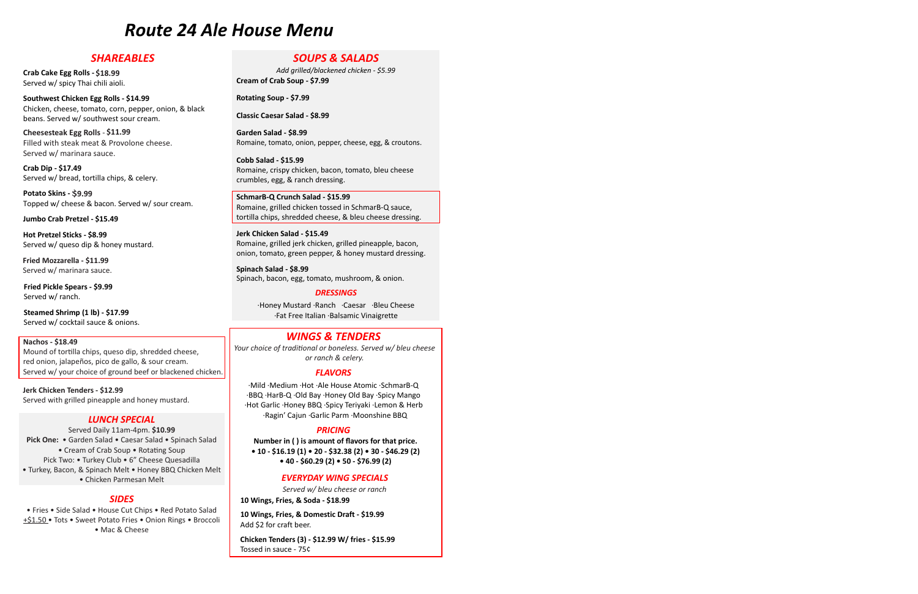# Route 24 Ale House Menu

## SHAREABLES

**Crab Cake Egg Rolls - $18.99**
Served w/ spicy Thai chili aioli.

**Southwest Chicken Egg Rolls - $14.99**
Chicken, cheese, tomato, corn, pepper, onion, & black beans. Served w/ southwest sour cream.

**Cheesesteak Egg Rolls - $11.99**
Filled with steak meat & Provolone cheese. Served w/ marinara sauce.

**Crab Dip - $17.49**
Served w/ bread, tortilla chips, & celery.

**Potato Skins - $9.99**
Topped w/ cheese & bacon. Served w/ sour cream.

**Jumbo Crab Pretzel - $15.49**

**Hot Pretzel Sticks - $8.99**
Served w/ queso dip & honey mustard.

**Fried Mozzarella - $11.99**
Served w/ marinara sauce.

**Fried Pickle Spears - $9.99**
Served w/ ranch.

**Steamed Shrimp (1 lb) - $17.99**
Served w/ cocktail sauce & onions.

**Nachos - $18.49**
Mound of tortilla chips, queso dip, shredded cheese, red onion, jalapeños, pico de gallo, & sour cream. Served w/ your choice of ground beef or blackened chicken.

**Jerk Chicken Tenders - $12.99**
Served with grilled pineapple and honey mustard.

## LUNCH SPECIAL

Served Daily 11am-4pm. **$10.99**

**Pick One:** • Garden Salad • Caesar Salad • Spinach Salad • Cream of Crab Soup • Rotating Soup

Pick Two: • Turkey Club • 6" Cheese Quesadilla • Turkey, Bacon, & Spinach Melt • Honey BBQ Chicken Melt • Chicken Parmesan Melt

## SIDES

• Fries • Side Salad • House Cut Chips • Red Potato Salad

+$1.50 • Tots • Sweet Potato Fries • Onion Rings • Broccoli • Mac & Cheese

## SOUPS & SALADS

*Add grilled/blackened chicken - $5.99*

**Cream of Crab Soup - $7.99**

**Rotating Soup - $7.99**

**Classic Caesar Salad - $8.99**

**Garden Salad - $8.99**
Romaine, tomato, onion, pepper, cheese, egg, & croutons.

**Cobb Salad - $15.99**
Romaine, crispy chicken, bacon, tomato, bleu cheese crumbles, egg, & ranch dressing.

**SchmarB-Q Crunch Salad - $15.99**
Romaine, grilled chicken tossed in SchmarB-Q sauce, tortilla chips, shredded cheese, & bleu cheese dressing.

**Jerk Chicken Salad - $15.49**
Romaine, grilled jerk chicken, grilled pineapple, bacon, onion, tomato, green pepper, & honey mustard dressing.

**Spinach Salad - $8.99**
Spinach, bacon, egg, tomato, mushroom, & onion.

### DRESSINGS

·Honey Mustard ·Ranch ·Caesar ·Bleu Cheese ·Fat Free Italian ·Balsamic Vinaigrette

## WINGS & TENDERS

*Your choice of traditional or boneless. Served w/ bleu cheese or ranch & celery.*

### FLAVORS

·Mild ·Medium ·Hot ·Ale House Atomic ·SchmarB-Q ·BBQ ·HarB-Q ·Old Bay ·Honey Old Bay ·Spicy Mango ·Hot Garlic ·Honey BBQ ·Spicy Teriyaki ·Lemon & Herb ·Ragin' Cajun ·Garlic Parm ·Moonshine BBQ

### PRICING

**Number in ( ) is amount of flavors for that price.**

**• 10 - $16.19 (1) • 20 - $32.38 (2) • 30 - $46.29 (2) • 40 - $60.29 (2) • 50 - $76.99 (2)**

### EVERYDAY WING SPECIALS

*Served w/ bleu cheese or ranch*

**10 Wings, Fries, & Soda - $18.99**

**10 Wings, Fries, & Domestic Draft - $19.99**
Add $2 for craft beer.

**Chicken Tenders (3) - $12.99 W/ fries - $15.99**
Tossed in sauce - 75¢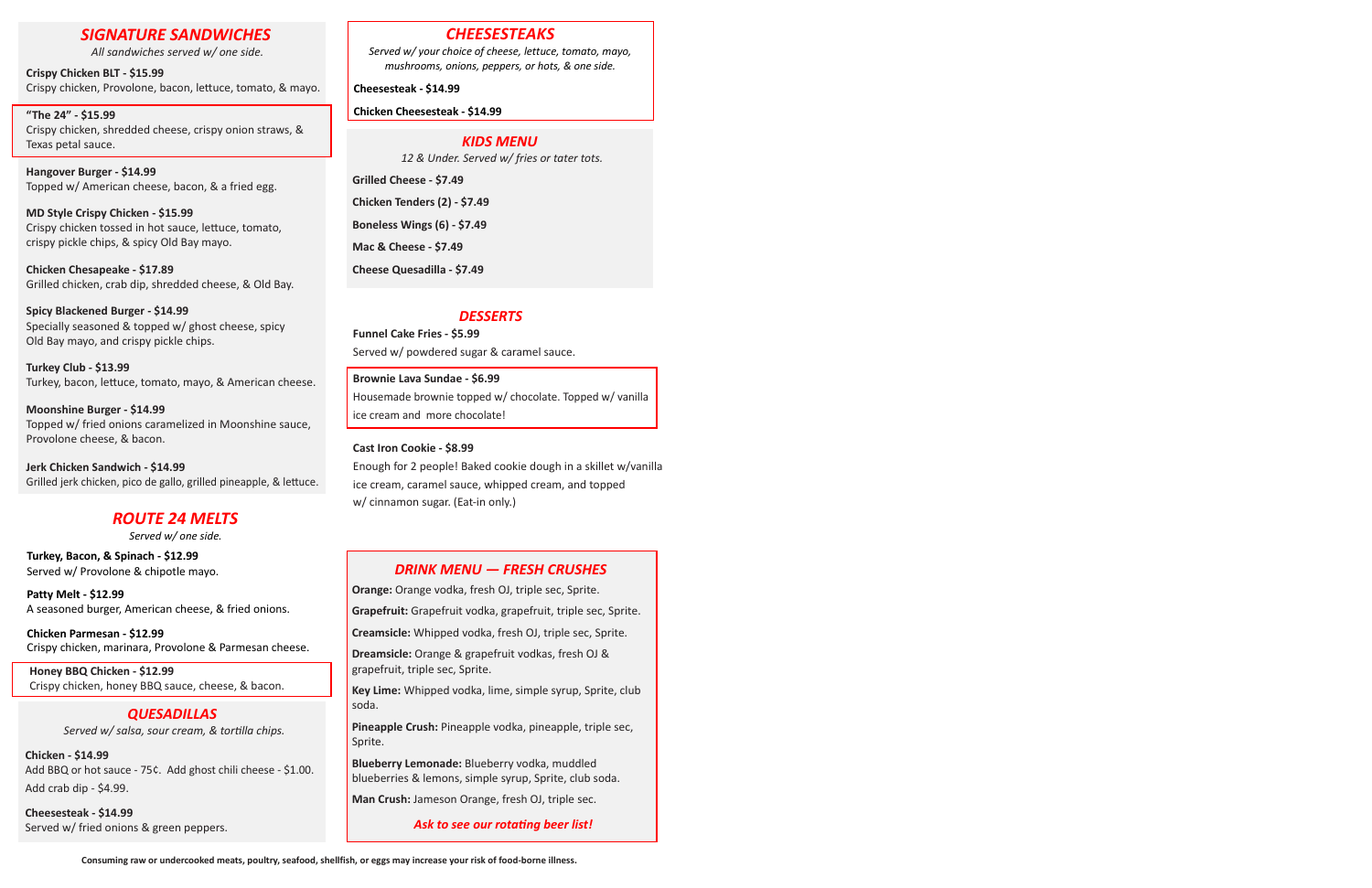## SIGNATURE SANDWICHES

*All sandwiches served w/ one side.*

**Crispy Chicken BLT - $15.99**
Crispy chicken, Provolone, bacon, lettuce, tomato, & mayo.

**"The 24" - $15.99**
Crispy chicken, shredded cheese, crispy onion straws, & Texas petal sauce.

**Hangover Burger - $14.99**
Topped w/ American cheese, bacon, & a fried egg.

**MD Style Crispy Chicken - $15.99**
Crispy chicken tossed in hot sauce, lettuce, tomato, crispy pickle chips, & spicy Old Bay mayo.

**Chicken Chesapeake - $17.89**
Grilled chicken, crab dip, shredded cheese, & Old Bay.

**Spicy Blackened Burger - $14.99**
Specially seasoned & topped w/ ghost cheese, spicy Old Bay mayo, and crispy pickle chips.

**Turkey Club - $13.99**
Turkey, bacon, lettuce, tomato, mayo, & American cheese.

**Moonshine Burger - $14.99**
Topped w/ fried onions caramelized in Moonshine sauce, Provolone cheese, & bacon.

**Jerk Chicken Sandwich - $14.99**
Grilled jerk chicken, pico de gallo, grilled pineapple, & lettuce.

## ROUTE 24 MELTS

*Served w/ one side.*

**Turkey, Bacon, & Spinach - $12.99**
Served w/ Provolone & chipotle mayo.

**Patty Melt - $12.99**
A seasoned burger, American cheese, & fried onions.

**Chicken Parmesan - $12.99**
Crispy chicken, marinara, Provolone & Parmesan cheese.

**Honey BBQ Chicken - $12.99**
Crispy chicken, honey BBQ sauce, cheese, & bacon.

## QUESADILLAS

*Served w/ salsa, sour cream, & tortilla chips.*

**Chicken - $14.99**
Add BBQ or hot sauce - 75¢. Add ghost chili cheese - $1.00.
Add crab dip - $4.99.

**Cheesesteak - $14.99**
Served w/ fried onions & green peppers.

## CHEESESTEAKS

*Served w/ your choice of cheese, lettuce, tomato, mayo, mushrooms, onions, peppers, or hots, & one side.*

**Cheesesteak - $14.99**

**Chicken Cheesesteak - $14.99**

## KIDS MENU

*12 & Under. Served w/ fries or tater tots.*

**Grilled Cheese - $7.49**

**Chicken Tenders (2) - $7.49**

**Boneless Wings (6) - $7.49**

**Mac & Cheese - $7.49**

**Cheese Quesadilla - $7.49**

## DESSERTS

**Funnel Cake Fries - $5.99**
Served w/ powdered sugar & caramel sauce.

**Brownie Lava Sundae - $6.99**
Housemade brownie topped w/ chocolate. Topped w/ vanilla ice cream and more chocolate!

**Cast Iron Cookie - $8.99**
Enough for 2 people! Baked cookie dough in a skillet w/vanilla ice cream, caramel sauce, whipped cream, and topped w/ cinnamon sugar. (Eat-in only.)

## DRINK MENU — FRESH CRUSHES

**Orange:** Orange vodka, fresh OJ, triple sec, Sprite.

**Grapefruit:** Grapefruit vodka, grapefruit, triple sec, Sprite.

**Creamsicle:** Whipped vodka, fresh OJ, triple sec, Sprite.

**Dreamsicle:** Orange & grapefruit vodkas, fresh OJ & grapefruit, triple sec, Sprite.

**Key Lime:** Whipped vodka, lime, simple syrup, Sprite, club soda.

**Pineapple Crush:** Pineapple vodka, pineapple, triple sec, Sprite.

**Blueberry Lemonade:** Blueberry vodka, muddled blueberries & lemons, simple syrup, Sprite, club soda.

**Man Crush:** Jameson Orange, fresh OJ, triple sec.

***Ask to see our rotating beer list!***

**Consuming raw or undercooked meats, poultry, seafood, shellfish, or eggs may increase your risk of food-borne illness.**